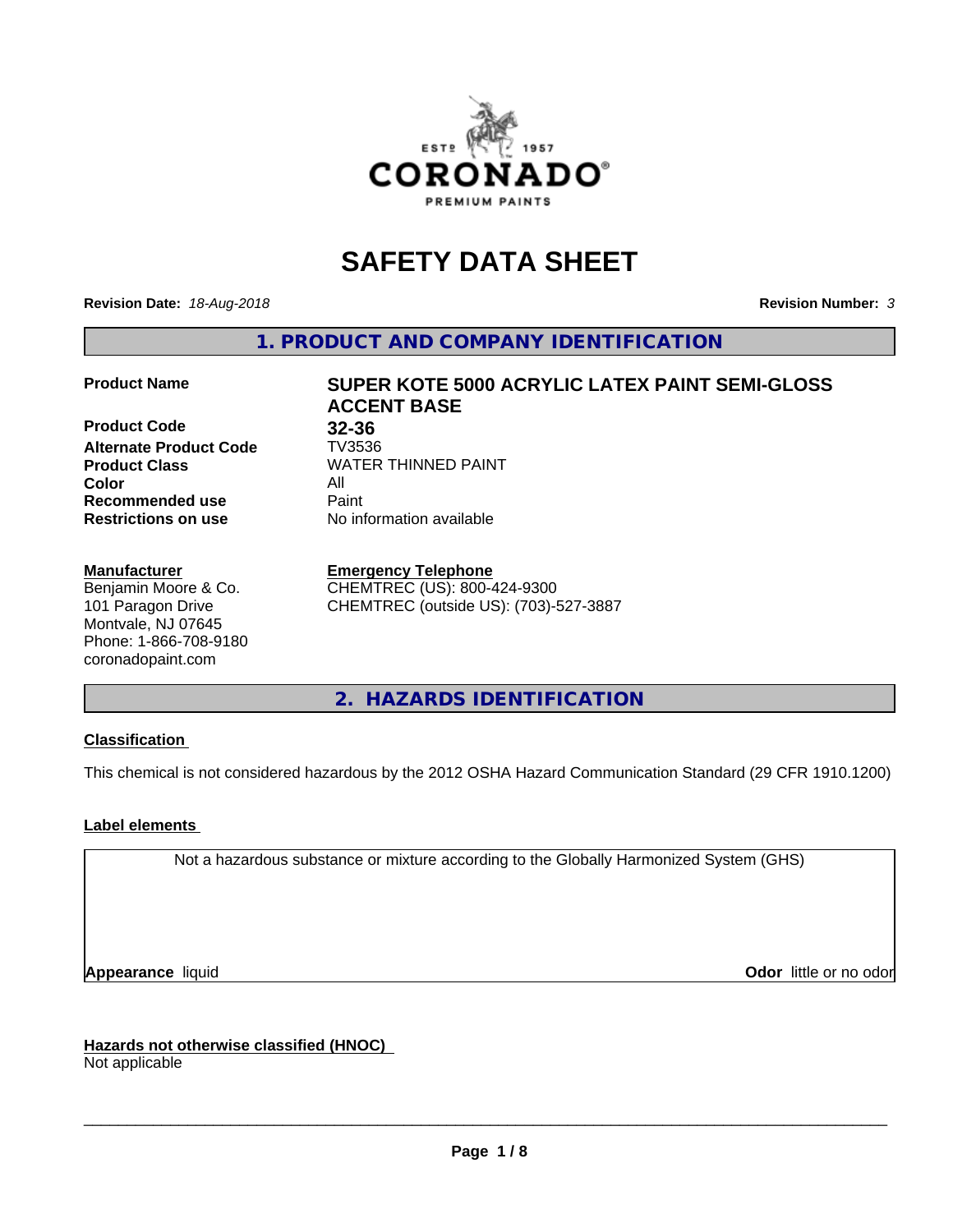# SAFETY DATA SHEET

**Revision Date:** *18-Aug-2018*

**Revision Number:** *3*

## 1. PRODUCT AND COMPANY IDENTIFICATION

| | |
|---|---|
| **Product Name** | **SUPER KOTE 5000 ACRYLIC LATEX PAINT SEMI-GLOSS ACCENT BASE** |
| **Product Code** | **32-36** |
| **Alternate Product Code** | TV3536 |
| **Product Class** | WATER THINNED PAINT |
| **Color** | All |
| **Recommended use** | Paint |
| **Restrictions on use** | No information available |

**Manufacturer**
Benjamin Moore & Co.
101 Paragon Drive
Montvale, NJ 07645
Phone: 1-866-708-9180
coronadopaint.com

**Emergency Telephone**
CHEMTREC (US): 800-424-9300
CHEMTREC (outside US): (703)-527-3887

## 2. HAZARDS IDENTIFICATION

**Classification**

This chemical is not considered hazardous by the 2012 OSHA Hazard Communication Standard (29 CFR 1910.1200)

**Label elements**

Not a hazardous substance or mixture according to the Globally Harmonized System (GHS)

**Appearance** liquid

**Odor** little or no odor

**Hazards not otherwise classified (HNOC)**
Not applicable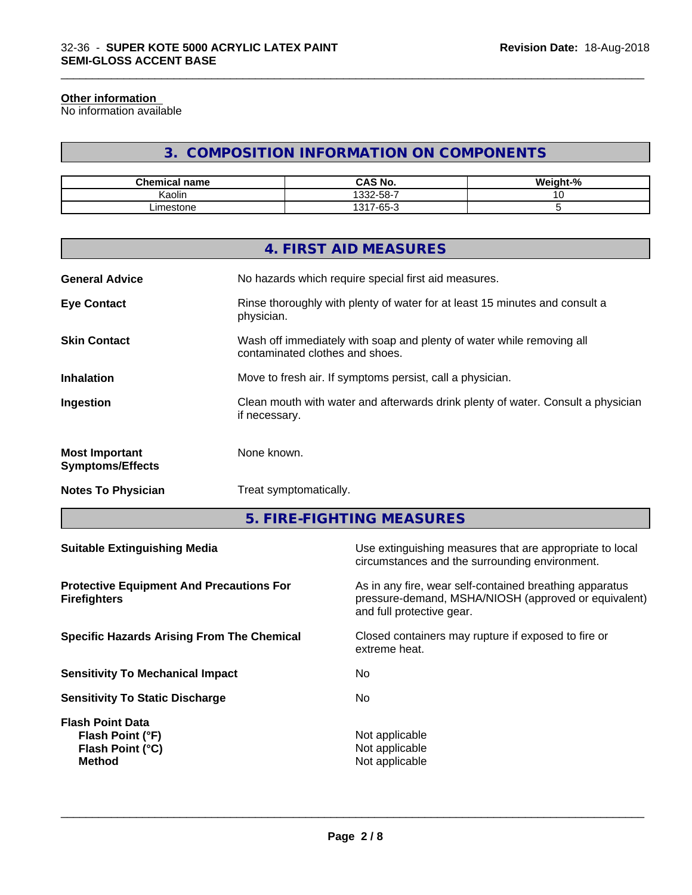**Other information**
No information available

## 3. COMPOSITION INFORMATION ON COMPONENTS

| Chemical name | CAS No. | Weight-% |
|---|---|---|
| Kaolin | 1332-58-7 | 10 |
| Limestone | 1317-65-3 | 5 |

## 4. FIRST AID MEASURES

**General Advice** No hazards which require special first aid measures.

**Eye Contact** Rinse thoroughly with plenty of water for at least 15 minutes and consult a physician.

**Skin Contact** Wash off immediately with soap and plenty of water while removing all contaminated clothes and shoes.

**Inhalation** Move to fresh air. If symptoms persist, call a physician.

**Ingestion** Clean mouth with water and afterwards drink plenty of water. Consult a physician if necessary.

**Most Important Symptoms/Effects** None known.

**Notes To Physician** Treat symptomatically.

## 5. FIRE-FIGHTING MEASURES

**Suitable Extinguishing Media** Use extinguishing measures that are appropriate to local circumstances and the surrounding environment.

**Protective Equipment And Precautions For Firefighters** As in any fire, wear self-contained breathing apparatus pressure-demand, MSHA/NIOSH (approved or equivalent) and full protective gear.

**Specific Hazards Arising From The Chemical** Closed containers may rupture if exposed to fire or extreme heat.

**Sensitivity To Mechanical Impact** No

**Sensitivity To Static Discharge** No

**Flash Point Data**
**Flash Point (°F)** Not applicable
**Flash Point (°C)** Not applicable
**Method** Not applicable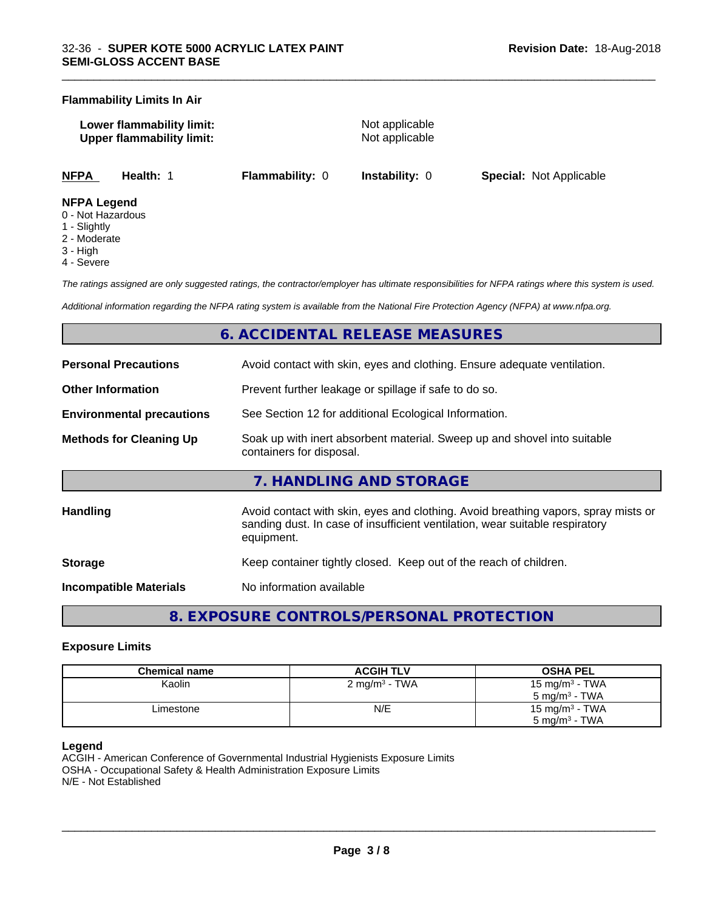**Flammability Limits In Air**

**Lower flammability limit:** Not applicable
**Upper flammability limit:** Not applicable

| NFPA | Health: 1 | Flammability: 0 | Instability: 0 | Special: Not Applicable |
|---|---|---|---|---|

**NFPA Legend**
0 - Not Hazardous
1 - Slightly
2 - Moderate
3 - High
4 - Severe

*The ratings assigned are only suggested ratings, the contractor/employer has ultimate responsibilities for NFPA ratings where this system is used.*

*Additional information regarding the NFPA rating system is available from the National Fire Protection Agency (NFPA) at www.nfpa.org.*

## 6. ACCIDENTAL RELEASE MEASURES

**Personal Precautions** Avoid contact with skin, eyes and clothing. Ensure adequate ventilation.

**Other Information** Prevent further leakage or spillage if safe to do so.

**Environmental precautions** See Section 12 for additional Ecological Information.

**Methods for Cleaning Up** Soak up with inert absorbent material. Sweep up and shovel into suitable containers for disposal.

## 7. HANDLING AND STORAGE

**Handling** Avoid contact with skin, eyes and clothing. Avoid breathing vapors, spray mists or sanding dust. In case of insufficient ventilation, wear suitable respiratory equipment.

**Storage** Keep container tightly closed. Keep out of the reach of children.

**Incompatible Materials** No information available

## 8. EXPOSURE CONTROLS/PERSONAL PROTECTION

### Exposure Limits

| Chemical name | ACGIH TLV | OSHA PEL |
|---|---|---|
| Kaolin | 2 mg/m$^3$ - TWA | 15 mg/m$^3$ - TWA<br>5 mg/m$^3$ - TWA |
| Limestone | N/E | 15 mg/m$^3$ - TWA<br>5 mg/m$^3$ - TWA |

**Legend**
ACGIH - American Conference of Governmental Industrial Hygienists Exposure Limits
OSHA - Occupational Safety & Health Administration Exposure Limits
N/E - Not Established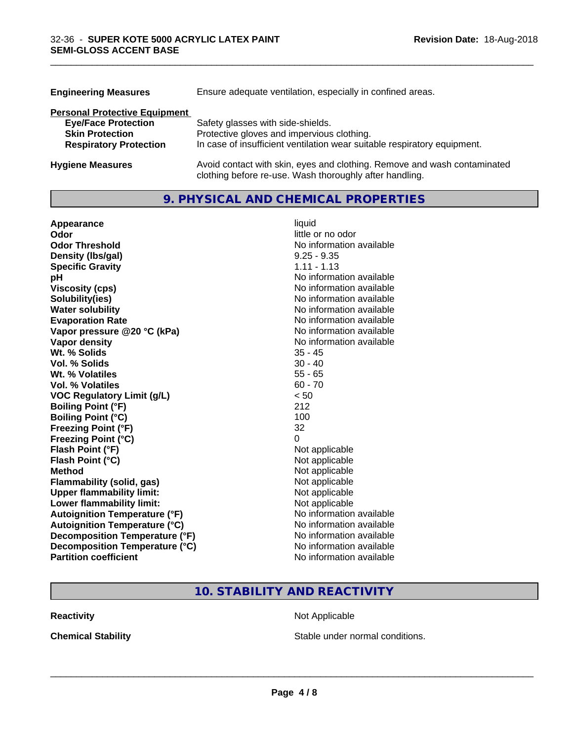| | |
|---|---|
| **Engineering Measures** | Ensure adequate ventilation, especially in confined areas. |

**Personal Protective Equipment**

| | |
|---|---|
| **Eye/Face Protection** | Safety glasses with side-shields. |
| **Skin Protection** | Protective gloves and impervious clothing. |
| **Respiratory Protection** | In case of insufficient ventilation wear suitable respiratory equipment. |

| | |
|---|---|
| **Hygiene Measures** | Avoid contact with skin, eyes and clothing. Remove and wash contaminated clothing before re-use. Wash thoroughly after handling. |

## 9. PHYSICAL AND CHEMICAL PROPERTIES

| | |
|---|---|
| **Appearance** | liquid |
| **Odor** | little or no odor |
| **Odor Threshold** | No information available |
| **Density (lbs/gal)** | 9.25 - 9.35 |
| **Specific Gravity** | 1.11 - 1.13 |
| **pH** | No information available |
| **Viscosity (cps)** | No information available |
| **Solubility(ies)** | No information available |
| **Water solubility** | No information available |
| **Evaporation Rate** | No information available |
| **Vapor pressure @20 °C (kPa)** | No information available |
| **Vapor density** | No information available |
| **Wt. % Solids** | 35 - 45 |
| **Vol. % Solids** | 30 - 40 |
| **Wt. % Volatiles** | 55 - 65 |
| **Vol. % Volatiles** | 60 - 70 |
| **VOC Regulatory Limit (g/L)** | < 50 |
| **Boiling Point (°F)** | 212 |
| **Boiling Point (°C)** | 100 |
| **Freezing Point (°F)** | 32 |
| **Freezing Point (°C)** | 0 |
| **Flash Point (°F)** | Not applicable |
| **Flash Point (°C)** | Not applicable |
| **Method** | Not applicable |
| **Flammability (solid, gas)** | Not applicable |
| **Upper flammability limit:** | Not applicable |
| **Lower flammability limit:** | Not applicable |
| **Autoignition Temperature (°F)** | No information available |
| **Autoignition Temperature (°C)** | No information available |
| **Decomposition Temperature (°F)** | No information available |
| **Decomposition Temperature (°C)** | No information available |
| **Partition coefficient** | No information available |

## 10. STABILITY AND REACTIVITY

| | |
|---|---|
| **Reactivity** | Not Applicable |
| **Chemical Stability** | Stable under normal conditions. |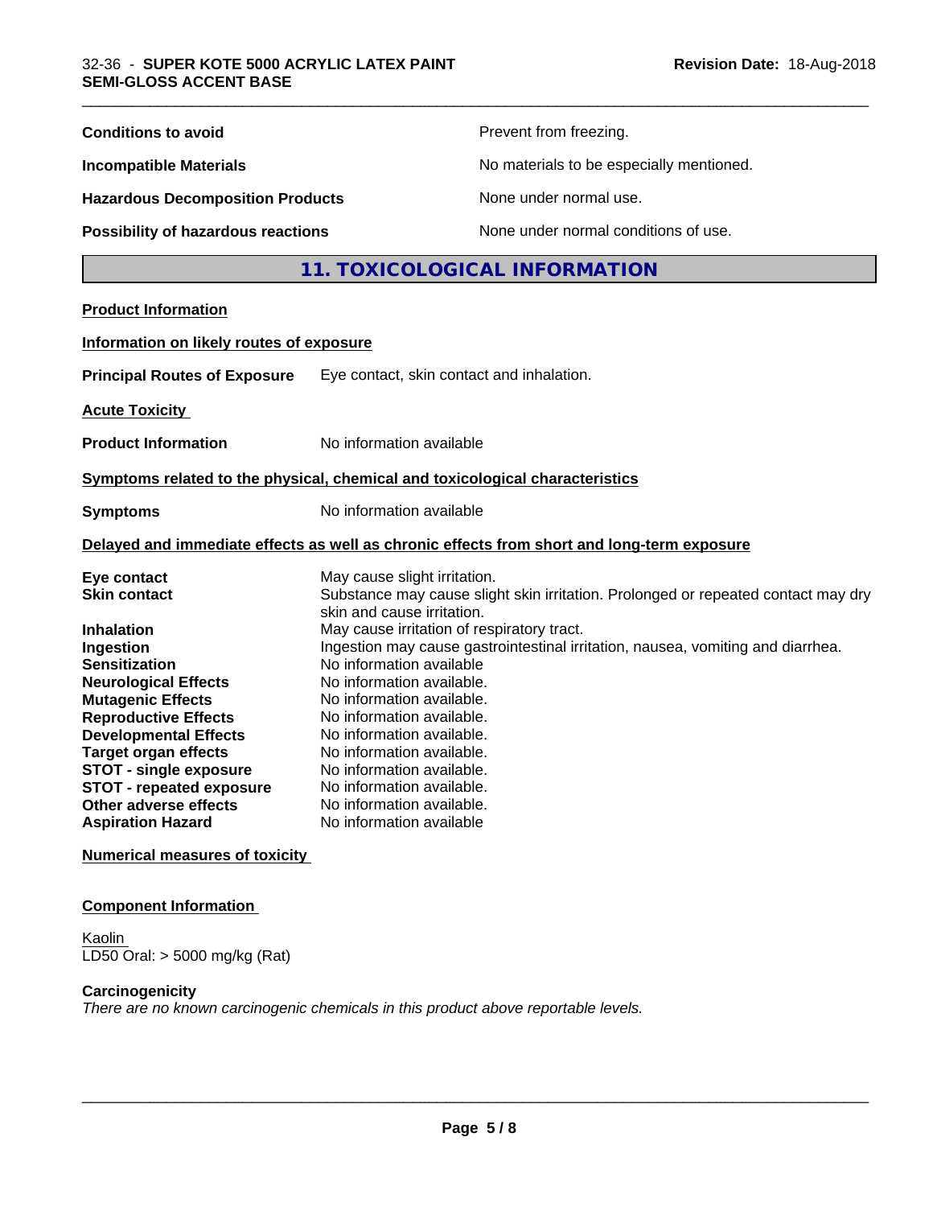| | |
|---|---|
| **Conditions to avoid** | Prevent from freezing. |
| **Incompatible Materials** | No materials to be especially mentioned. |
| **Hazardous Decomposition Products** | None under normal use. |
| **Possibility of hazardous reactions** | None under normal conditions of use. |

## 11. TOXICOLOGICAL INFORMATION

**Product Information**

**Information on likely routes of exposure**

**Principal Routes of Exposure** Eye contact, skin contact and inhalation.

**Acute Toxicity**

**Product Information** No information available

**Symptoms related to the physical, chemical and toxicological characteristics**

**Symptoms** No information available

**Delayed and immediate effects as well as chronic effects from short and long-term exposure**

| | |
|---|---|
| **Eye contact** | May cause slight irritation. |
| **Skin contact** | Substance may cause slight skin irritation. Prolonged or repeated contact may dry skin and cause irritation. |
| **Inhalation** | May cause irritation of respiratory tract. |
| **Ingestion** | Ingestion may cause gastrointestinal irritation, nausea, vomiting and diarrhea. |
| **Sensitization** | No information available |
| **Neurological Effects** | No information available. |
| **Mutagenic Effects** | No information available. |
| **Reproductive Effects** | No information available. |
| **Developmental Effects** | No information available. |
| **Target organ effects** | No information available. |
| **STOT - single exposure** | No information available. |
| **STOT - repeated exposure** | No information available. |
| **Other adverse effects** | No information available. |
| **Aspiration Hazard** | No information available |

**Numerical measures of toxicity**

**Component Information**

Kaolin
LD50 Oral: > 5000 mg/kg (Rat)

**Carcinogenicity**

*There are no known carcinogenic chemicals in this product above reportable levels.*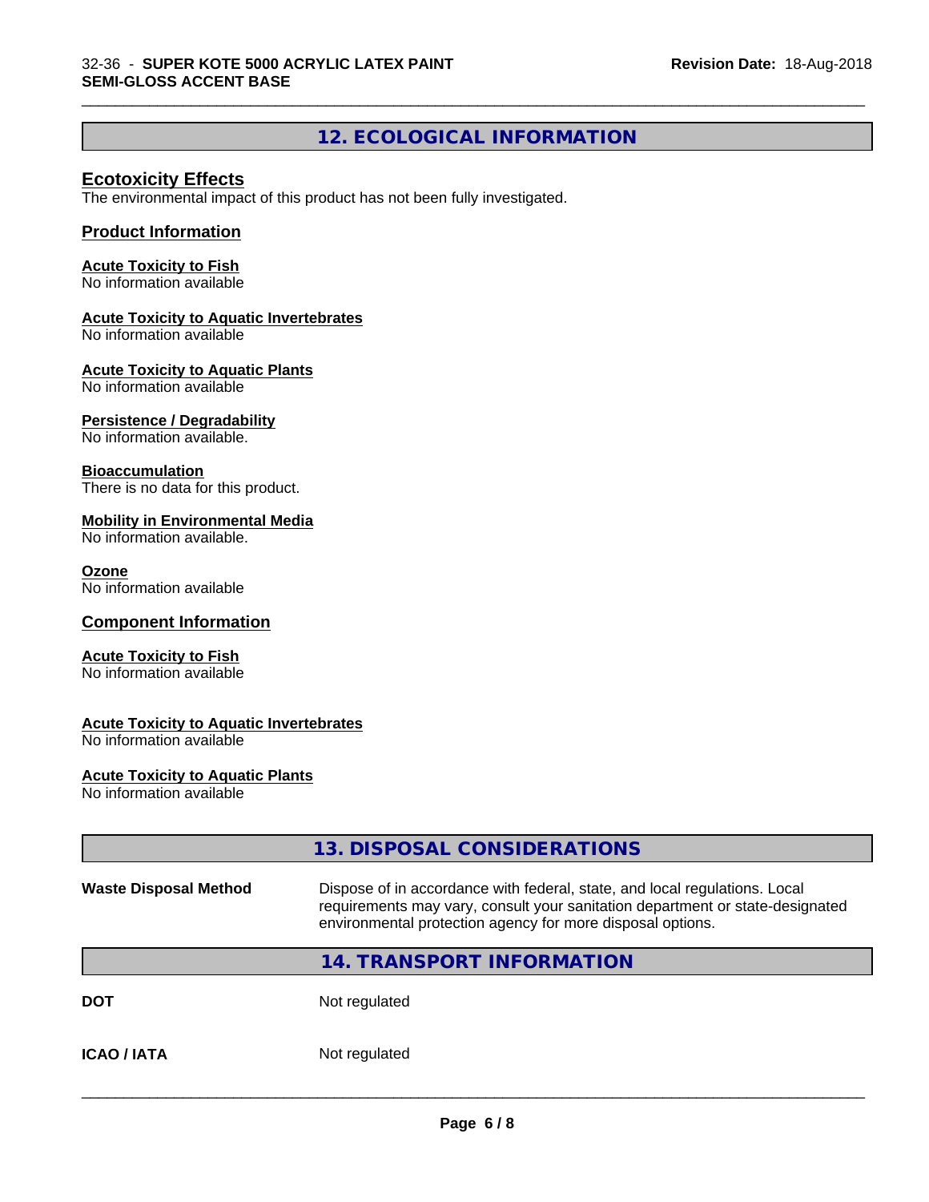## 12. ECOLOGICAL INFORMATION

### Ecotoxicity Effects

The environmental impact of this product has not been fully investigated.

### Product Information

**Acute Toxicity to Fish**
No information available

**Acute Toxicity to Aquatic Invertebrates**
No information available

**Acute Toxicity to Aquatic Plants**
No information available

**Persistence / Degradability**
No information available.

**Bioaccumulation**
There is no data for this product.

**Mobility in Environmental Media**
No information available.

**Ozone**
No information available

### Component Information

**Acute Toxicity to Fish**
No information available

**Acute Toxicity to Aquatic Invertebrates**
No information available

**Acute Toxicity to Aquatic Plants**
No information available

## 13. DISPOSAL CONSIDERATIONS

| | |
|---|---|
| **Waste Disposal Method** | Dispose of in accordance with federal, state, and local regulations. Local requirements may vary, consult your sanitation department or state-designated environmental protection agency for more disposal options. |

## 14. TRANSPORT INFORMATION

| | |
|---|---|
| **DOT** | Not regulated |
| **ICAO / IATA** | Not regulated |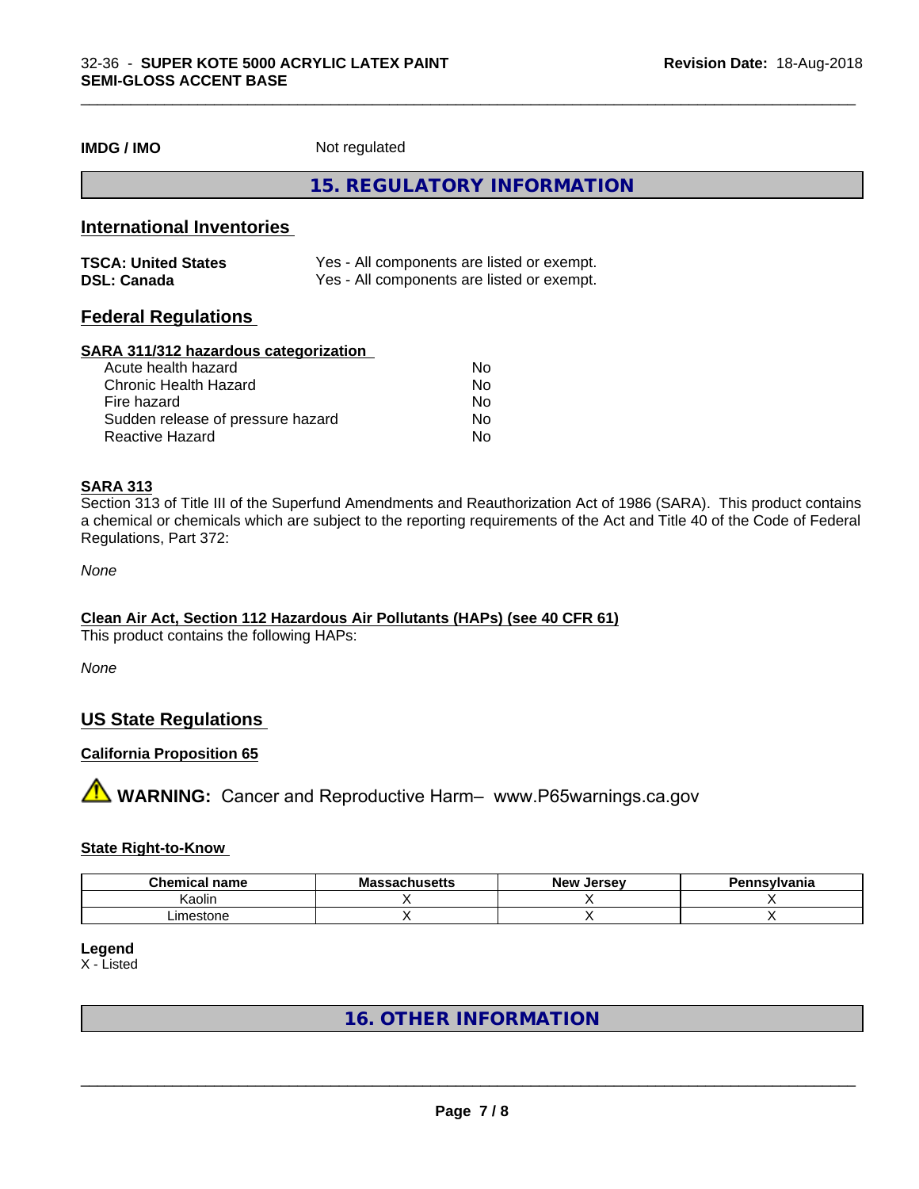**IMDG / IMO** Not regulated

## 15. REGULATORY INFORMATION

### International Inventories

| | |
|---|---|
| **TSCA: United States** | Yes - All components are listed or exempt. |
| **DSL: Canada** | Yes - All components are listed or exempt. |

### Federal Regulations

**SARA 311/312 hazardous categorization**

| | |
|---|---|
| Acute health hazard | No |
| Chronic Health Hazard | No |
| Fire hazard | No |
| Sudden release of pressure hazard | No |
| Reactive Hazard | No |

**SARA 313**

Section 313 of Title III of the Superfund Amendments and Reauthorization Act of 1986 (SARA). This product contains a chemical or chemicals which are subject to the reporting requirements of the Act and Title 40 of the Code of Federal Regulations, Part 372:

*None*

**Clean Air Act, Section 112 Hazardous Air Pollutants (HAPs) (see 40 CFR 61)**

This product contains the following HAPs:

*None*

### US State Regulations

**California Proposition 65**

⚠ **WARNING:** Cancer and Reproductive Harm– www.P65warnings.ca.gov

**State Right-to-Know**

| Chemical name | Massachusetts | New Jersey | Pennsylvania |
|---|---|---|---|
| Kaolin | X | X | X |
| Limestone | X | X | X |

**Legend**

X - Listed

## 16. OTHER INFORMATION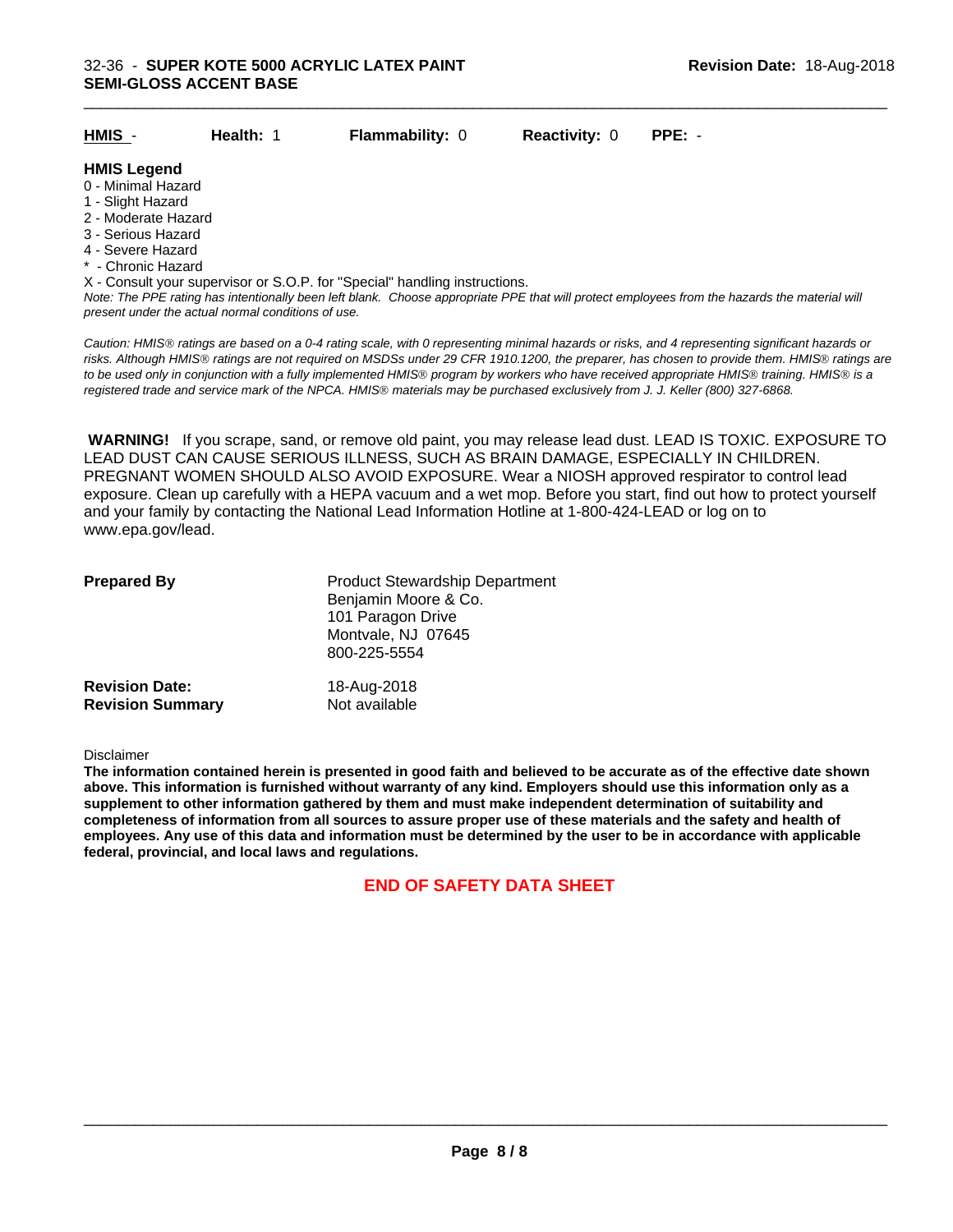| HMIS - | Health: 1 | Flammability: 0 | Reactivity: 0 | PPE: - |
|---|---|---|---|---|

**HMIS Legend**

0 - Minimal Hazard
1 - Slight Hazard
2 - Moderate Hazard
3 - Serious Hazard
4 - Severe Hazard
* - Chronic Hazard
X - Consult your supervisor or S.O.P. for "Special" handling instructions.

*Note: The PPE rating has intentionally been left blank. Choose appropriate PPE that will protect employees from the hazards the material will present under the actual normal conditions of use.*

*Caution: HMIS® ratings are based on a 0-4 rating scale, with 0 representing minimal hazards or risks, and 4 representing significant hazards or risks. Although HMIS® ratings are not required on MSDSs under 29 CFR 1910.1200, the preparer, has chosen to provide them. HMIS® ratings are to be used only in conjunction with a fully implemented HMIS® program by workers who have received appropriate HMIS® training. HMIS® is a registered trade and service mark of the NPCA. HMIS® materials may be purchased exclusively from J. J. Keller (800) 327-6868.*

**WARNING!** If you scrape, sand, or remove old paint, you may release lead dust. LEAD IS TOXIC. EXPOSURE TO LEAD DUST CAN CAUSE SERIOUS ILLNESS, SUCH AS BRAIN DAMAGE, ESPECIALLY IN CHILDREN. PREGNANT WOMEN SHOULD ALSO AVOID EXPOSURE. Wear a NIOSH approved respirator to control lead exposure. Clean up carefully with a HEPA vacuum and a wet mop. Before you start, find out how to protect yourself and your family by contacting the National Lead Information Hotline at 1-800-424-LEAD or log on to www.epa.gov/lead.

| | |
|---|---|
| **Prepared By** | Product Stewardship Department<br>Benjamin Moore & Co.<br>101 Paragon Drive<br>Montvale, NJ 07645<br>800-225-5554 |
| **Revision Date:** | 18-Aug-2018 |
| **Revision Summary** | Not available |

Disclaimer

**The information contained herein is presented in good faith and believed to be accurate as of the effective date shown above. This information is furnished without warranty of any kind. Employers should use this information only as a supplement to other information gathered by them and must make independent determination of suitability and completeness of information from all sources to assure proper use of these materials and the safety and health of employees. Any use of this data and information must be determined by the user to be in accordance with applicable federal, provincial, and local laws and regulations.**

**END OF SAFETY DATA SHEET**